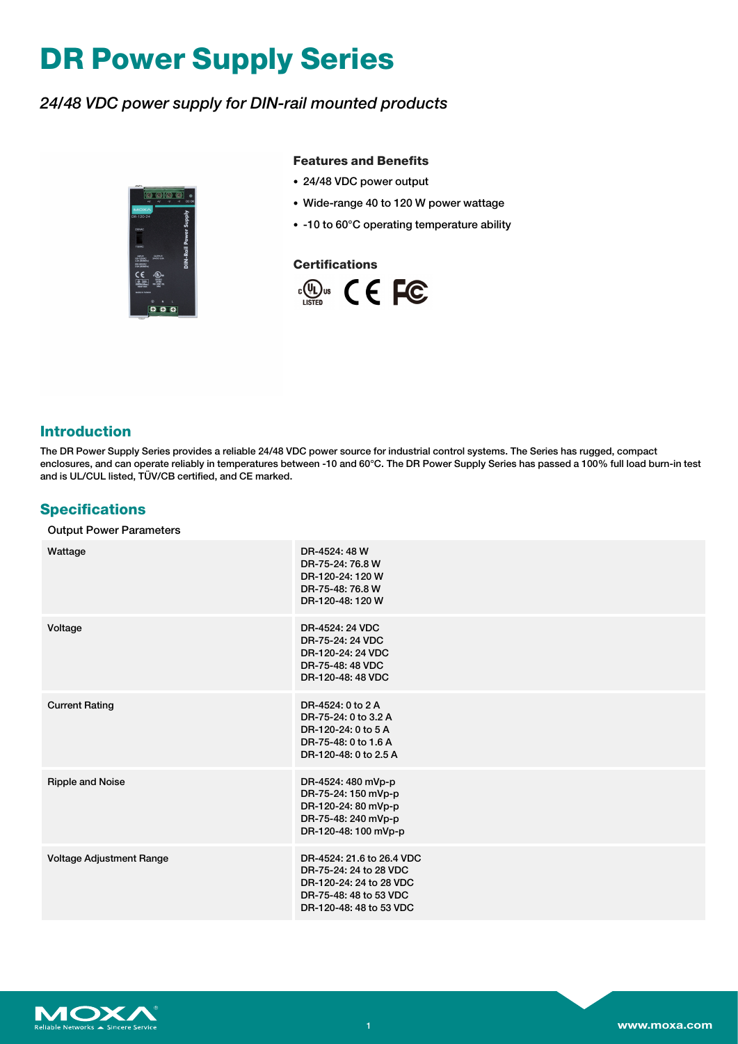# DR Power Supply Series

*24/48 VDC power supply for DIN-rail mounted products*

### Features and Benefits

- 24/48 VDC power output
- Wide-range 40 to 120 W power wattage
- -10 to 60°C operating temperature ability

### Certifications

## Introduction

The DR Power Supply Series provides a reliable 24/48 VDC power source for industrial control systems. The Series has rugged, compact enclosures, and can operate reliably in temperatures between -10 and 60°C. The DR Power Supply Series has passed a 100% full load burn-in test and is UL/CUL listed, TÜV/CB certified, and CE marked.

## Specifications

Output Power Parameters

| | |
|---|---|
| Wattage | DR-4524: 48 W<br>DR-75-24: 76.8 W<br>DR-120-24: 120 W<br>DR-75-48: 76.8 W<br>DR-120-48: 120 W |
| Voltage | DR-4524: 24 VDC<br>DR-75-24: 24 VDC<br>DR-120-24: 24 VDC<br>DR-75-48: 48 VDC<br>DR-120-48: 48 VDC |
| Current Rating | DR-4524: 0 to 2 A<br>DR-75-24: 0 to 3.2 A<br>DR-120-24: 0 to 5 A<br>DR-75-48: 0 to 1.6 A<br>DR-120-48: 0 to 2.5 A |
| Ripple and Noise | DR-4524: 480 mVp-p<br>DR-75-24: 150 mVp-p<br>DR-120-24: 80 mVp-p<br>DR-75-48: 240 mVp-p<br>DR-120-48: 100 mVp-p |
| Voltage Adjustment Range | DR-4524: 21.6 to 26.4 VDC<br>DR-75-24: 24 to 28 VDC<br>DR-120-24: 24 to 28 VDC<br>DR-75-48: 48 to 53 VDC<br>DR-120-48: 48 to 53 VDC |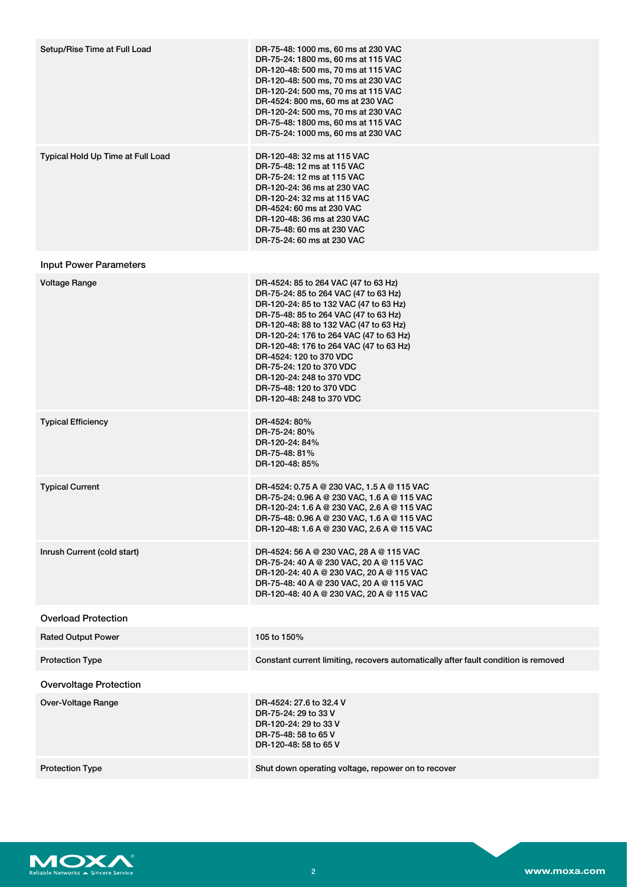| | |
|---|---|
| Setup/Rise Time at Full Load | DR-75-48: 1000 ms, 60 ms at 230 VAC<br>DR-75-24: 1800 ms, 60 ms at 115 VAC<br>DR-120-48: 500 ms, 70 ms at 115 VAC<br>DR-120-48: 500 ms, 70 ms at 230 VAC<br>DR-120-24: 500 ms, 70 ms at 115 VAC<br>DR-4524: 800 ms, 60 ms at 230 VAC<br>DR-120-24: 500 ms, 70 ms at 230 VAC<br>DR-75-48: 1800 ms, 60 ms at 115 VAC<br>DR-75-24: 1000 ms, 60 ms at 230 VAC |
| Typical Hold Up Time at Full Load | DR-120-48: 32 ms at 115 VAC<br>DR-75-48: 12 ms at 115 VAC<br>DR-75-24: 12 ms at 115 VAC<br>DR-120-24: 36 ms at 230 VAC<br>DR-120-24: 32 ms at 115 VAC<br>DR-4524: 60 ms at 230 VAC<br>DR-120-48: 36 ms at 230 VAC<br>DR-75-48: 60 ms at 230 VAC<br>DR-75-24: 60 ms at 230 VAC |

## Input Power Parameters

| | |
|---|---|
| Voltage Range | DR-4524: 85 to 264 VAC (47 to 63 Hz)<br>DR-75-24: 85 to 264 VAC (47 to 63 Hz)<br>DR-120-24: 85 to 132 VAC (47 to 63 Hz)<br>DR-75-48: 85 to 264 VAC (47 to 63 Hz)<br>DR-120-48: 88 to 132 VAC (47 to 63 Hz)<br>DR-120-24: 176 to 264 VAC (47 to 63 Hz)<br>DR-120-48: 176 to 264 VAC (47 to 63 Hz)<br>DR-4524: 120 to 370 VDC<br>DR-75-24: 120 to 370 VDC<br>DR-120-24: 248 to 370 VDC<br>DR-75-48: 120 to 370 VDC<br>DR-120-48: 248 to 370 VDC |
| Typical Efficiency | DR-4524: 80%<br>DR-75-24: 80%<br>DR-120-24: 84%<br>DR-75-48: 81%<br>DR-120-48: 85% |
| Typical Current | DR-4524: 0.75 A @ 230 VAC, 1.5 A @ 115 VAC<br>DR-75-24: 0.96 A @ 230 VAC, 1.6 A @ 115 VAC<br>DR-120-24: 1.6 A @ 230 VAC, 2.6 A @ 115 VAC<br>DR-75-48: 0.96 A @ 230 VAC, 1.6 A @ 115 VAC<br>DR-120-48: 1.6 A @ 230 VAC, 2.6 A @ 115 VAC |
| Inrush Current (cold start) | DR-4524: 56 A @ 230 VAC, 28 A @ 115 VAC<br>DR-75-24: 40 A @ 230 VAC, 20 A @ 115 VAC<br>DR-120-24: 40 A @ 230 VAC, 20 A @ 115 VAC<br>DR-75-48: 40 A @ 230 VAC, 20 A @ 115 VAC<br>DR-120-48: 40 A @ 230 VAC, 20 A @ 115 VAC |

## Overload Protection

| | |
|---|---|
| Rated Output Power | 105 to 150% |
| Protection Type | Constant current limiting, recovers automatically after fault condition is removed |

## Overvoltage Protection

| | |
|---|---|
| Over-Voltage Range | DR-4524: 27.6 to 32.4 V<br>DR-75-24: 29 to 33 V<br>DR-120-24: 29 to 33 V<br>DR-75-48: 58 to 65 V<br>DR-120-48: 58 to 65 V |
| Protection Type | Shut down operating voltage, repower on to recover |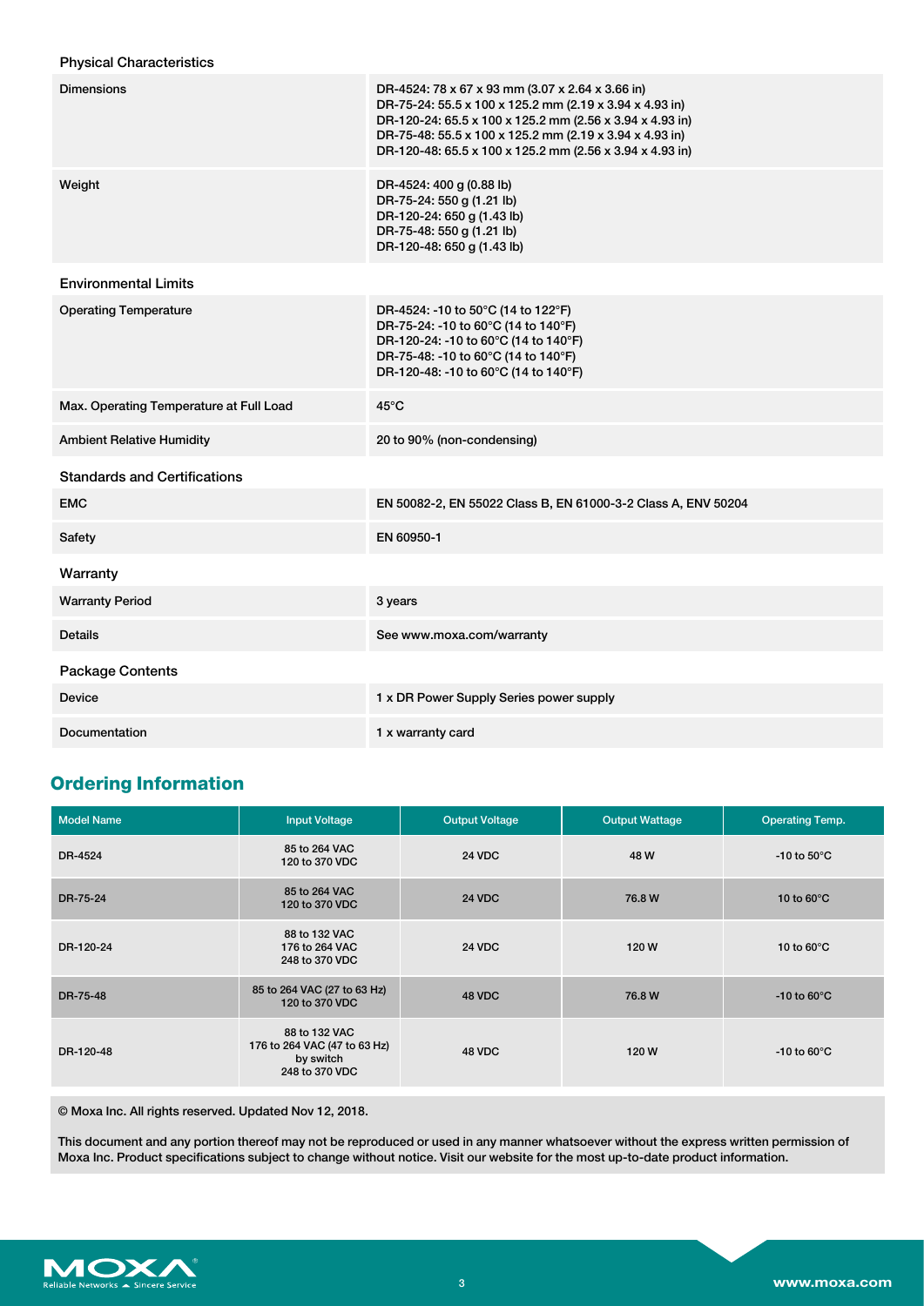### Physical Characteristics

| | |
|---|---|
| Dimensions | DR-4524: 78 x 67 x 93 mm (3.07 x 2.64 x 3.66 in)<br>DR-75-24: 55.5 x 100 x 125.2 mm (2.19 x 3.94 x 4.93 in)<br>DR-120-24: 65.5 x 100 x 125.2 mm (2.56 x 3.94 x 4.93 in)<br>DR-75-48: 55.5 x 100 x 125.2 mm (2.19 x 3.94 x 4.93 in)<br>DR-120-48: 65.5 x 100 x 125.2 mm (2.56 x 3.94 x 4.93 in) |
| Weight | DR-4524: 400 g (0.88 lb)<br>DR-75-24: 550 g (1.21 lb)<br>DR-120-24: 650 g (1.43 lb)<br>DR-75-48: 550 g (1.21 lb)<br>DR-120-48: 650 g (1.43 lb) |

### Environmental Limits

| | |
|---|---|
| Operating Temperature | DR-4524: -10 to 50°C (14 to 122°F)<br>DR-75-24: -10 to 60°C (14 to 140°F)<br>DR-120-24: -10 to 60°C (14 to 140°F)<br>DR-75-48: -10 to 60°C (14 to 140°F)<br>DR-120-48: -10 to 60°C (14 to 140°F) |
| Max. Operating Temperature at Full Load | 45°C |
| Ambient Relative Humidity | 20 to 90% (non-condensing) |

### Standards and Certifications

| | |
|---|---|
| EMC | EN 50082-2, EN 55022 Class B, EN 61000-3-2 Class A, ENV 50204 |
| Safety | EN 60950-1 |

### Warranty

| | |
|---|---|
| Warranty Period | 3 years |
| Details | See www.moxa.com/warranty |

### Package Contents

| | |
|---|---|
| Device | 1 x DR Power Supply Series power supply |
| Documentation | 1 x warranty card |

## Ordering Information

| Model Name | Input Voltage | Output Voltage | Output Wattage | Operating Temp. |
|---|---|---|---|---|
| DR-4524 | 85 to 264 VAC<br>120 to 370 VDC | 24 VDC | 48 W | -10 to 50°C |
| DR-75-24 | 85 to 264 VAC<br>120 to 370 VDC | 24 VDC | 76.8 W | 10 to 60°C |
| DR-120-24 | 88 to 132 VAC<br>176 to 264 VAC<br>248 to 370 VDC | 24 VDC | 120 W | 10 to 60°C |
| DR-75-48 | 85 to 264 VAC (27 to 63 Hz)<br>120 to 370 VDC | 48 VDC | 76.8 W | -10 to 60°C |
| DR-120-48 | 88 to 132 VAC<br>176 to 264 VAC (47 to 63 Hz)<br>by switch<br>248 to 370 VDC | 48 VDC | 120 W | -10 to 60°C |

© Moxa Inc. All rights reserved. Updated Nov 12, 2018.

This document and any portion thereof may not be reproduced or used in any manner whatsoever without the express written permission of Moxa Inc. Product specifications subject to change without notice. Visit our website for the most up-to-date product information.